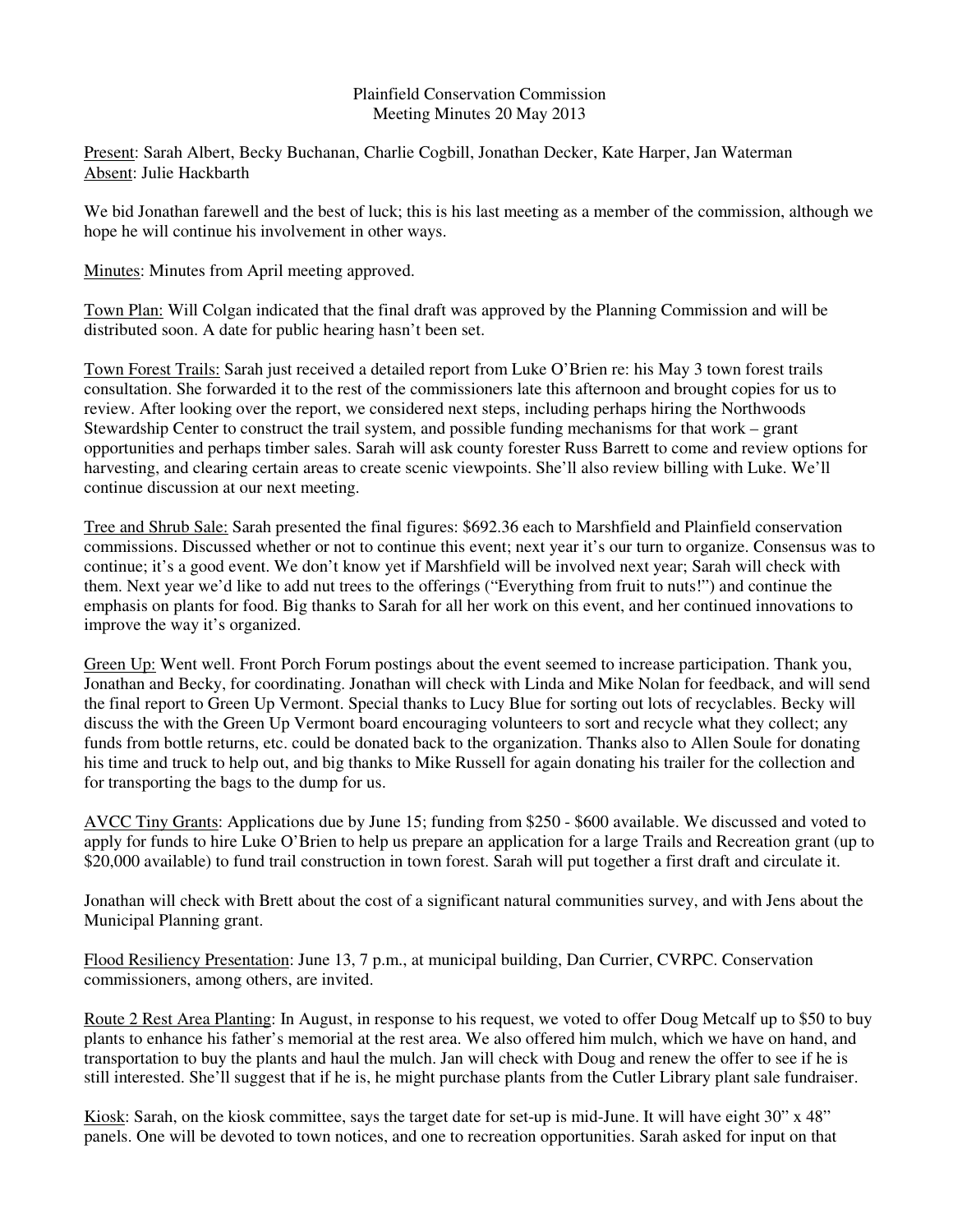# Plainfield Conservation Commission
## Meeting Minutes 20 May 2013

Present: Sarah Albert, Becky Buchanan, Charlie Cogbill, Jonathan Decker, Kate Harper, Jan Waterman
Absent: Julie Hackbarth

We bid Jonathan farewell and the best of luck; this is his last meeting as a member of the commission, although we hope he will continue his involvement in other ways.

Minutes: Minutes from April meeting approved.

Town Plan: Will Colgan indicated that the final draft was approved by the Planning Commission and will be distributed soon. A date for public hearing hasn't been set.

Town Forest Trails: Sarah just received a detailed report from Luke O'Brien re: his May 3 town forest trails consultation. She forwarded it to the rest of the commissioners late this afternoon and brought copies for us to review. After looking over the report, we considered next steps, including perhaps hiring the Northwoods Stewardship Center to construct the trail system, and possible funding mechanisms for that work – grant opportunities and perhaps timber sales. Sarah will ask county forester Russ Barrett to come and review options for harvesting, and clearing certain areas to create scenic viewpoints. She'll also review billing with Luke. We'll continue discussion at our next meeting.

Tree and Shrub Sale: Sarah presented the final figures: $692.36 each to Marshfield and Plainfield conservation commissions. Discussed whether or not to continue this event; next year it's our turn to organize. Consensus was to continue; it's a good event. We don't know yet if Marshfield will be involved next year; Sarah will check with them. Next year we'd like to add nut trees to the offerings ("Everything from fruit to nuts!") and continue the emphasis on plants for food. Big thanks to Sarah for all her work on this event, and her continued innovations to improve the way it's organized.

Green Up: Went well. Front Porch Forum postings about the event seemed to increase participation. Thank you, Jonathan and Becky, for coordinating. Jonathan will check with Linda and Mike Nolan for feedback, and will send the final report to Green Up Vermont. Special thanks to Lucy Blue for sorting out lots of recyclables. Becky will discuss the with the Green Up Vermont board encouraging volunteers to sort and recycle what they collect; any funds from bottle returns, etc. could be donated back to the organization. Thanks also to Allen Soule for donating his time and truck to help out, and big thanks to Mike Russell for again donating his trailer for the collection and for transporting the bags to the dump for us.

AVCC Tiny Grants: Applications due by June 15; funding from $250 - $600 available. We discussed and voted to apply for funds to hire Luke O'Brien to help us prepare an application for a large Trails and Recreation grant (up to $20,000 available) to fund trail construction in town forest. Sarah will put together a first draft and circulate it.

Jonathan will check with Brett about the cost of a significant natural communities survey, and with Jens about the Municipal Planning grant.

Flood Resiliency Presentation: June 13, 7 p.m., at municipal building, Dan Currier, CVRPC. Conservation commissioners, among others, are invited.

Route 2 Rest Area Planting: In August, in response to his request, we voted to offer Doug Metcalf up to $50 to buy plants to enhance his father's memorial at the rest area. We also offered him mulch, which we have on hand, and transportation to buy the plants and haul the mulch. Jan will check with Doug and renew the offer to see if he is still interested. She'll suggest that if he is, he might purchase plants from the Cutler Library plant sale fundraiser.

Kiosk: Sarah, on the kiosk committee, says the target date for set-up is mid-June. It will have eight 30" x 48" panels. One will be devoted to town notices, and one to recreation opportunities. Sarah asked for input on that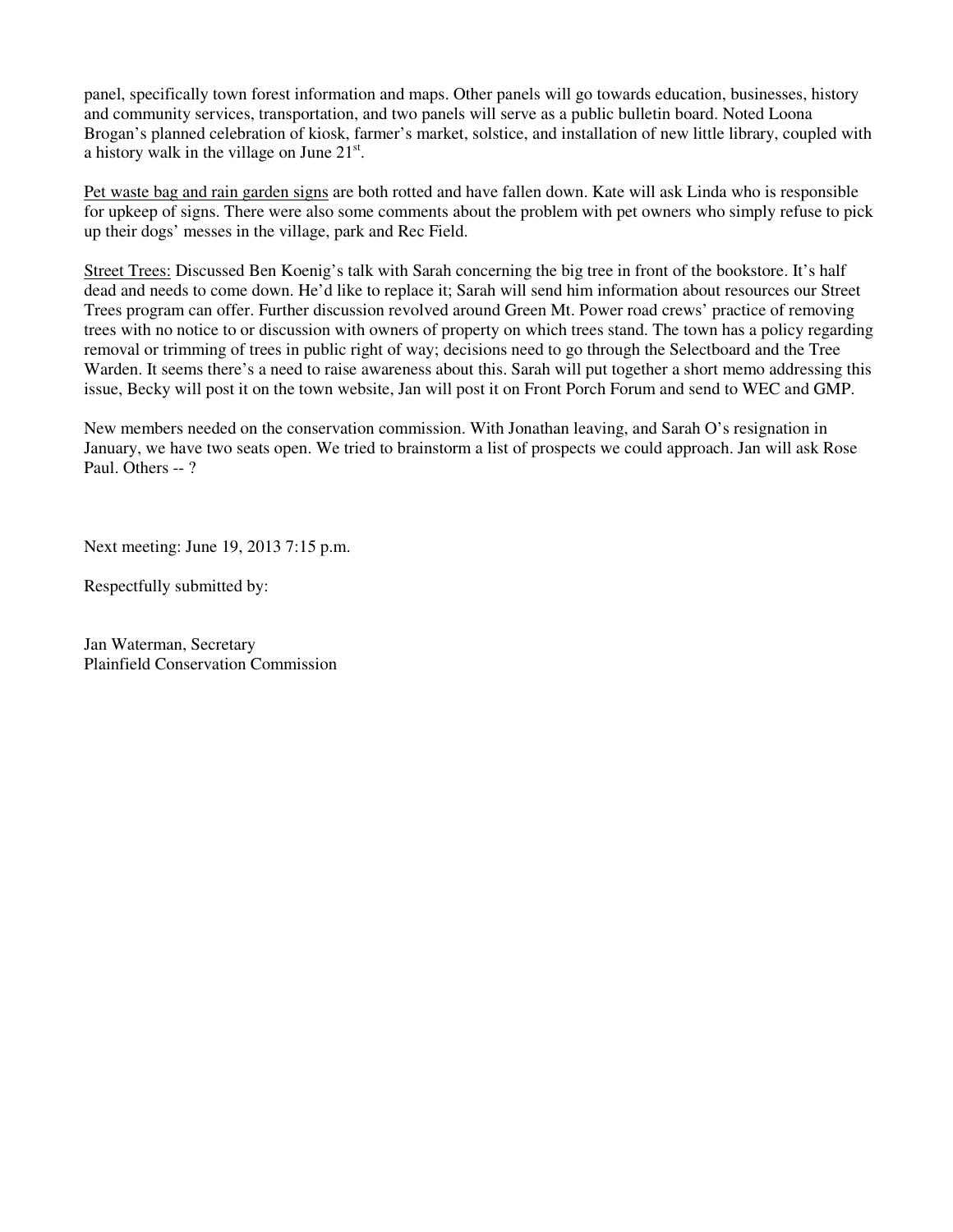panel, specifically town forest information and maps. Other panels will go towards education, businesses, history and community services, transportation, and two panels will serve as a public bulletin board. Noted Loona Brogan's planned celebration of kiosk, farmer's market, solstice, and installation of new little library, coupled with a history walk in the village on June 21st.

Pet waste bag and rain garden signs are both rotted and have fallen down. Kate will ask Linda who is responsible for upkeep of signs. There were also some comments about the problem with pet owners who simply refuse to pick up their dogs' messes in the village, park and Rec Field.

Street Trees: Discussed Ben Koenig's talk with Sarah concerning the big tree in front of the bookstore. It's half dead and needs to come down. He'd like to replace it; Sarah will send him information about resources our Street Trees program can offer. Further discussion revolved around Green Mt. Power road crews' practice of removing trees with no notice to or discussion with owners of property on which trees stand. The town has a policy regarding removal or trimming of trees in public right of way; decisions need to go through the Selectboard and the Tree Warden. It seems there's a need to raise awareness about this. Sarah will put together a short memo addressing this issue, Becky will post it on the town website, Jan will post it on Front Porch Forum and send to WEC and GMP.

New members needed on the conservation commission. With Jonathan leaving, and Sarah O's resignation in January, we have two seats open. We tried to brainstorm a list of prospects we could approach. Jan will ask Rose Paul. Others -- ?

Next meeting: June 19, 2013 7:15 p.m.

Respectfully submitted by:

Jan Waterman, Secretary
Plainfield Conservation Commission